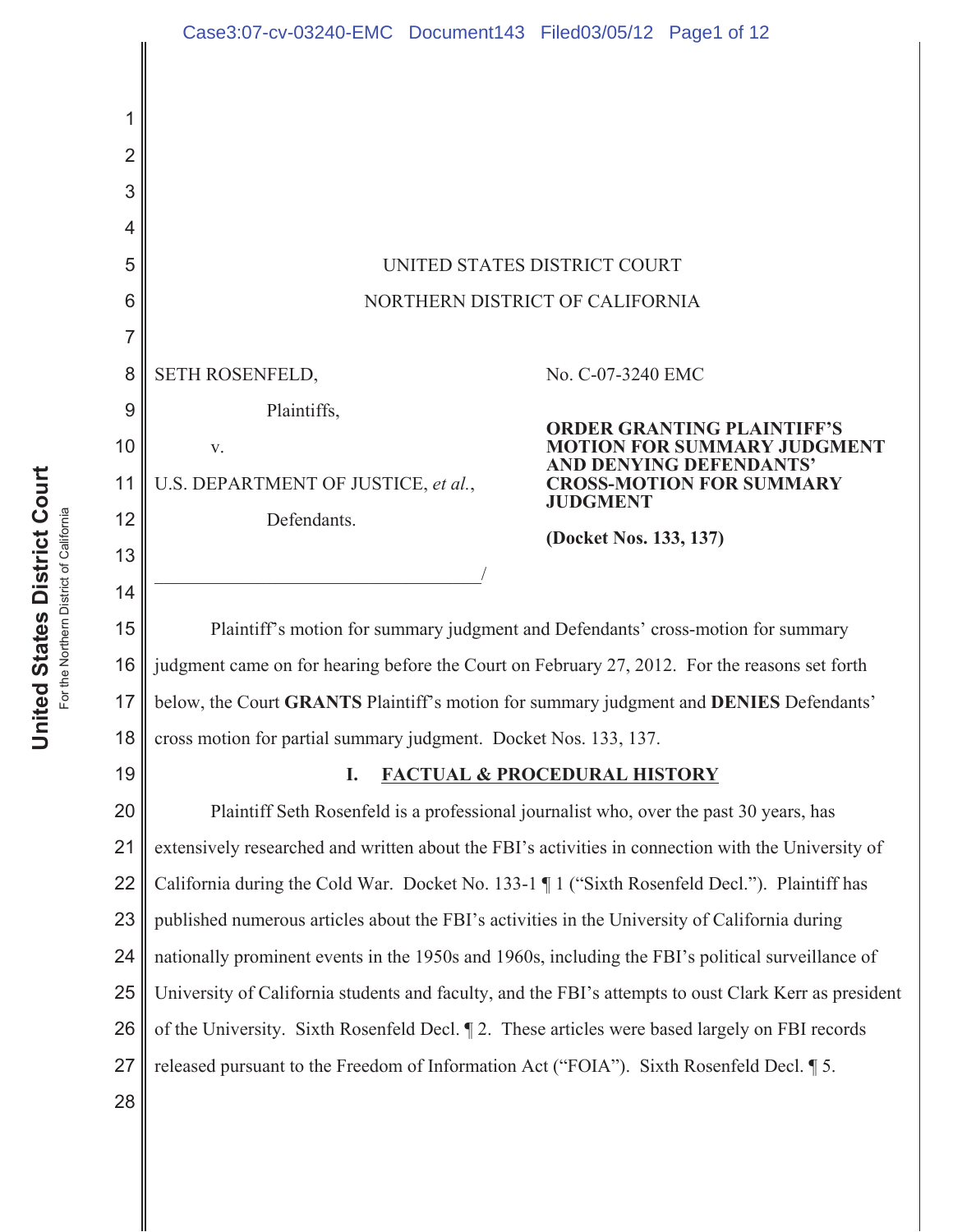UNITED STATES DISTRICT COURT

NORTHERN DISTRICT OF CALIFORNIA

SETH ROSENFELD,

Plaintiffs,

v.

U.S. DEPARTMENT OF JUSTICE, *et al.*,

Defendants.

No. C-07-3240 EMC

**ORDER GRANTING PLAINTIFF'S MOTION FOR SUMMARY JUDGMENT AND DENYING DEFENDANTS' CROSS-MOTION FOR SUMMARY JUDGMENT**

**(Docket Nos. 133, 137)**

Plaintiff's motion for summary judgment and Defendants' cross-motion for summary judgment came on for hearing before the Court on February 27, 2012. For the reasons set forth below, the Court **GRANTS** Plaintiff's motion for summary judgment and **DENIES** Defendants' cross motion for partial summary judgment. Docket Nos. 133, 137.

## I. FACTUAL & PROCEDURAL HISTORY

Plaintiff Seth Rosenfeld is a professional journalist who, over the past 30 years, has extensively researched and written about the FBI's activities in connection with the University of California during the Cold War. Docket No. 133-1 ¶ 1 ("Sixth Rosenfeld Decl."). Plaintiff has published numerous articles about the FBI's activities in the University of California during nationally prominent events in the 1950s and 1960s, including the FBI's political surveillance of University of California students and faculty, and the FBI's attempts to oust Clark Kerr as president of the University. Sixth Rosenfeld Decl. ¶ 2. These articles were based largely on FBI records released pursuant to the Freedom of Information Act ("FOIA"). Sixth Rosenfeld Decl. ¶ 5.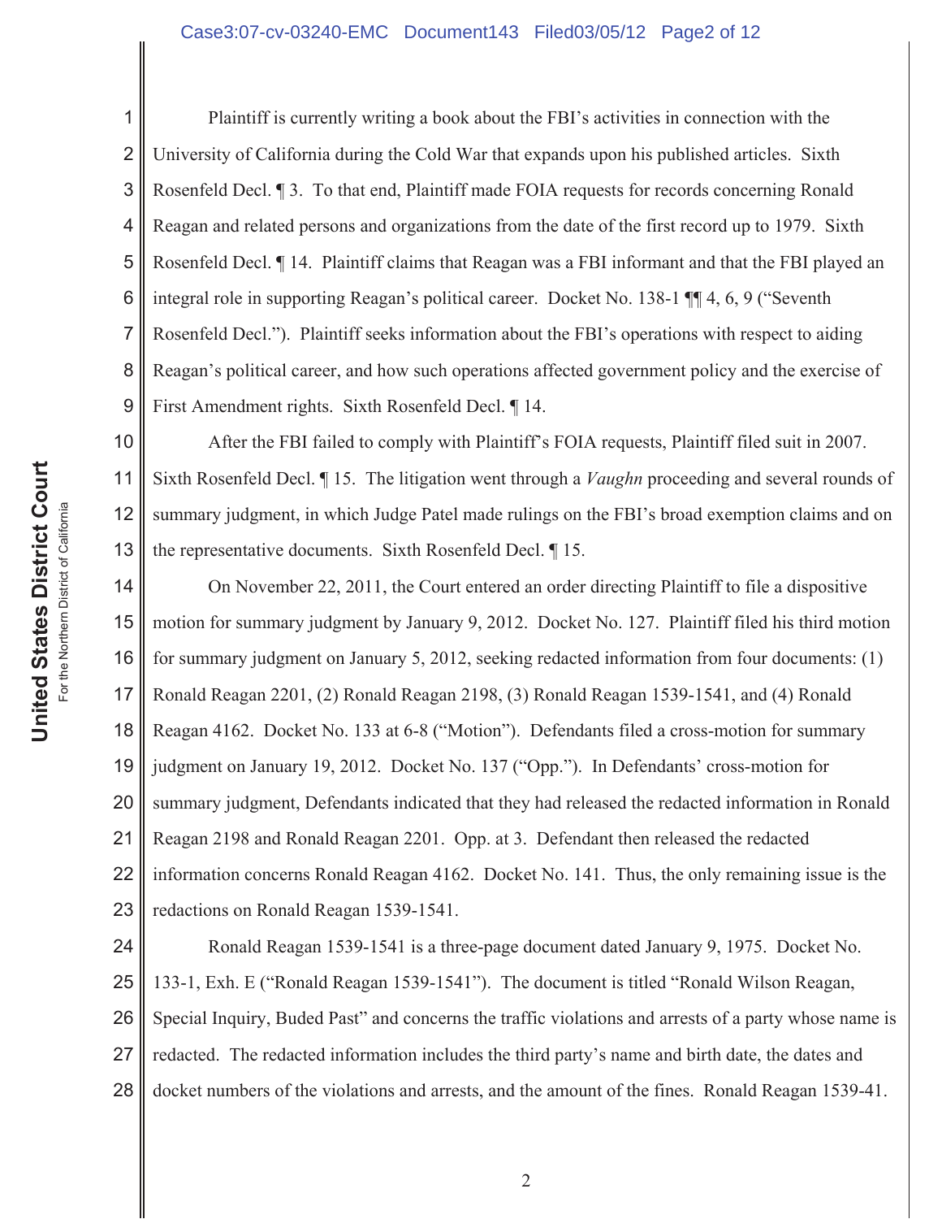Plaintiff is currently writing a book about the FBI's activities in connection with the University of California during the Cold War that expands upon his published articles. Sixth Rosenfeld Decl. ¶ 3. To that end, Plaintiff made FOIA requests for records concerning Ronald Reagan and related persons and organizations from the date of the first record up to 1979. Sixth Rosenfeld Decl. ¶ 14. Plaintiff claims that Reagan was a FBI informant and that the FBI played an integral role in supporting Reagan's political career. Docket No. 138-1 ¶¶ 4, 6, 9 ("Seventh Rosenfeld Decl."). Plaintiff seeks information about the FBI's operations with respect to aiding Reagan's political career, and how such operations affected government policy and the exercise of First Amendment rights. Sixth Rosenfeld Decl. ¶ 14.

After the FBI failed to comply with Plaintiff's FOIA requests, Plaintiff filed suit in 2007. Sixth Rosenfeld Decl. ¶ 15. The litigation went through a *Vaughn* proceeding and several rounds of summary judgment, in which Judge Patel made rulings on the FBI's broad exemption claims and on the representative documents. Sixth Rosenfeld Decl. ¶ 15.

On November 22, 2011, the Court entered an order directing Plaintiff to file a dispositive motion for summary judgment by January 9, 2012. Docket No. 127. Plaintiff filed his third motion for summary judgment on January 5, 2012, seeking redacted information from four documents: (1) Ronald Reagan 2201, (2) Ronald Reagan 2198, (3) Ronald Reagan 1539-1541, and (4) Ronald Reagan 4162. Docket No. 133 at 6-8 ("Motion"). Defendants filed a cross-motion for summary judgment on January 19, 2012. Docket No. 137 ("Opp."). In Defendants' cross-motion for summary judgment, Defendants indicated that they had released the redacted information in Ronald Reagan 2198 and Ronald Reagan 2201. Opp. at 3. Defendant then released the redacted information concerns Ronald Reagan 4162. Docket No. 141. Thus, the only remaining issue is the redactions on Ronald Reagan 1539-1541.

Ronald Reagan 1539-1541 is a three-page document dated January 9, 1975. Docket No. 133-1, Exh. E ("Ronald Reagan 1539-1541"). The document is titled "Ronald Wilson Reagan, Special Inquiry, Buded Past" and concerns the traffic violations and arrests of a party whose name is redacted. The redacted information includes the third party's name and birth date, the dates and docket numbers of the violations and arrests, and the amount of the fines. Ronald Reagan 1539-41.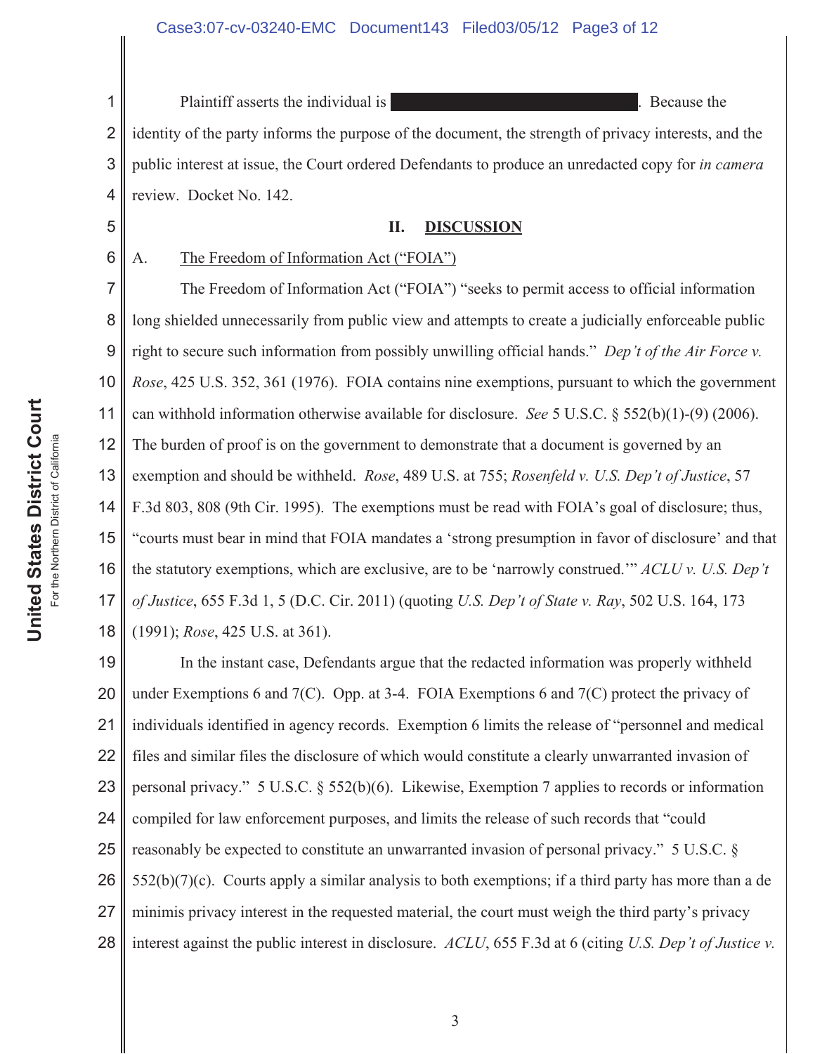Plaintiff asserts the individual is ████████████████████. Because the identity of the party informs the purpose of the document, the strength of privacy interests, and the public interest at issue, the Court ordered Defendants to produce an unredacted copy for *in camera* review. Docket No. 142.

## II. DISCUSSION

### A. The Freedom of Information Act ("FOIA")

The Freedom of Information Act ("FOIA") "seeks to permit access to official information long shielded unnecessarily from public view and attempts to create a judicially enforceable public right to secure such information from possibly unwilling official hands." *Dep't of the Air Force v. Rose*, 425 U.S. 352, 361 (1976). FOIA contains nine exemptions, pursuant to which the government can withhold information otherwise available for disclosure. *See* 5 U.S.C. § 552(b)(1)-(9) (2006). The burden of proof is on the government to demonstrate that a document is governed by an exemption and should be withheld. *Rose*, 489 U.S. at 755; *Rosenfeld v. U.S. Dep't of Justice*, 57 F.3d 803, 808 (9th Cir. 1995). The exemptions must be read with FOIA's goal of disclosure; thus, "courts must bear in mind that FOIA mandates a 'strong presumption in favor of disclosure' and that the statutory exemptions, which are exclusive, are to be 'narrowly construed.'" *ACLU v. U.S. Dep't of Justice*, 655 F.3d 1, 5 (D.C. Cir. 2011) (quoting *U.S. Dep't of State v. Ray*, 502 U.S. 164, 173 (1991); *Rose*, 425 U.S. at 361).

In the instant case, Defendants argue that the redacted information was properly withheld under Exemptions 6 and 7(C). Opp. at 3-4. FOIA Exemptions 6 and 7(C) protect the privacy of individuals identified in agency records. Exemption 6 limits the release of "personnel and medical files and similar files the disclosure of which would constitute a clearly unwarranted invasion of personal privacy." 5 U.S.C. § 552(b)(6). Likewise, Exemption 7 applies to records or information compiled for law enforcement purposes, and limits the release of such records that "could reasonably be expected to constitute an unwarranted invasion of personal privacy." 5 U.S.C. § 552(b)(7)(c). Courts apply a similar analysis to both exemptions; if a third party has more than a de minimis privacy interest in the requested material, the court must weigh the third party's privacy interest against the public interest in disclosure. *ACLU*, 655 F.3d at 6 (citing *U.S. Dep't of Justice v.*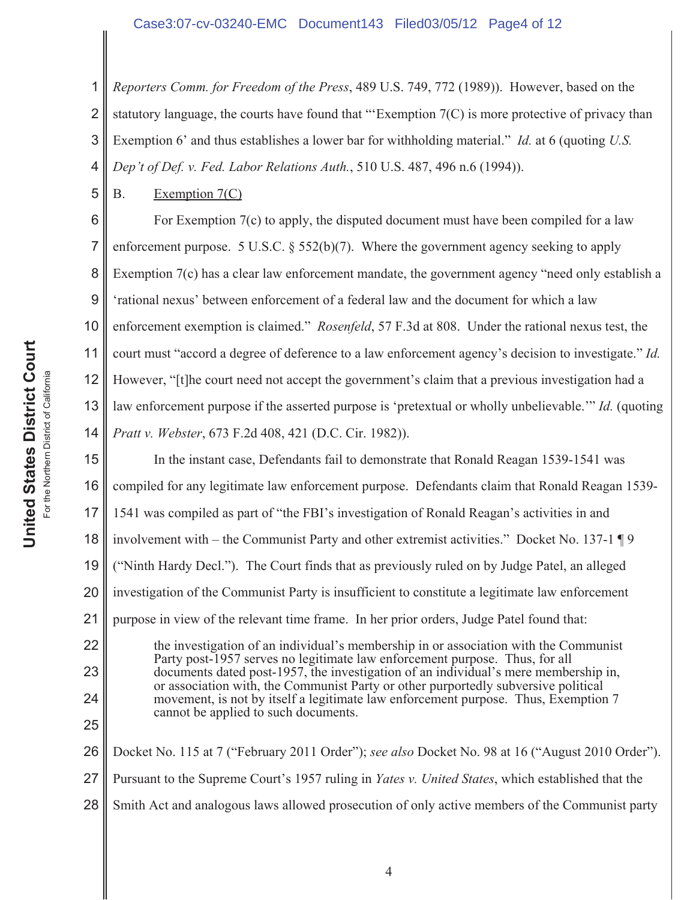*Reporters Comm. for Freedom of the Press*, 489 U.S. 749, 772 (1989)). However, based on the statutory language, the courts have found that "'Exemption 7(C) is more protective of privacy than Exemption 6' and thus establishes a lower bar for withholding material." *Id.* at 6 (quoting *U.S. Dep't of Def. v. Fed. Labor Relations Auth.*, 510 U.S. 487, 496 n.6 (1994)).

B. Exemption 7(C)

For Exemption 7(c) to apply, the disputed document must have been compiled for a law enforcement purpose. 5 U.S.C. § 552(b)(7). Where the government agency seeking to apply Exemption 7(c) has a clear law enforcement mandate, the government agency "need only establish a 'rational nexus' between enforcement of a federal law and the document for which a law enforcement exemption is claimed." *Rosenfeld*, 57 F.3d at 808. Under the rational nexus test, the court must "accord a degree of deference to a law enforcement agency's decision to investigate." *Id.* However, "[t]he court need not accept the government's claim that a previous investigation had a law enforcement purpose if the asserted purpose is 'pretextual or wholly unbelievable.'" *Id.* (quoting *Pratt v. Webster*, 673 F.2d 408, 421 (D.C. Cir. 1982)).

In the instant case, Defendants fail to demonstrate that Ronald Reagan 1539-1541 was compiled for any legitimate law enforcement purpose. Defendants claim that Ronald Reagan 1539-1541 was compiled as part of "the FBI's investigation of Ronald Reagan's activities in and involvement with – the Communist Party and other extremist activities." Docket No. 137-1 ¶ 9 ("Ninth Hardy Decl."). The Court finds that as previously ruled on by Judge Patel, an alleged investigation of the Communist Party is insufficient to constitute a legitimate law enforcement purpose in view of the relevant time frame. In her prior orders, Judge Patel found that:

> the investigation of an individual's membership in or association with the Communist Party post-1957 serves no legitimate law enforcement purpose. Thus, for all documents dated post-1957, the investigation of an individual's mere membership in, or association with, the Communist Party or other purportedly subversive political movement, is not by itself a legitimate law enforcement purpose. Thus, Exemption 7 cannot be applied to such documents.

Docket No. 115 at 7 ("February 2011 Order"); *see also* Docket No. 98 at 16 ("August 2010 Order"). Pursuant to the Supreme Court's 1957 ruling in *Yates v. United States*, which established that the Smith Act and analogous laws allowed prosecution of only active members of the Communist party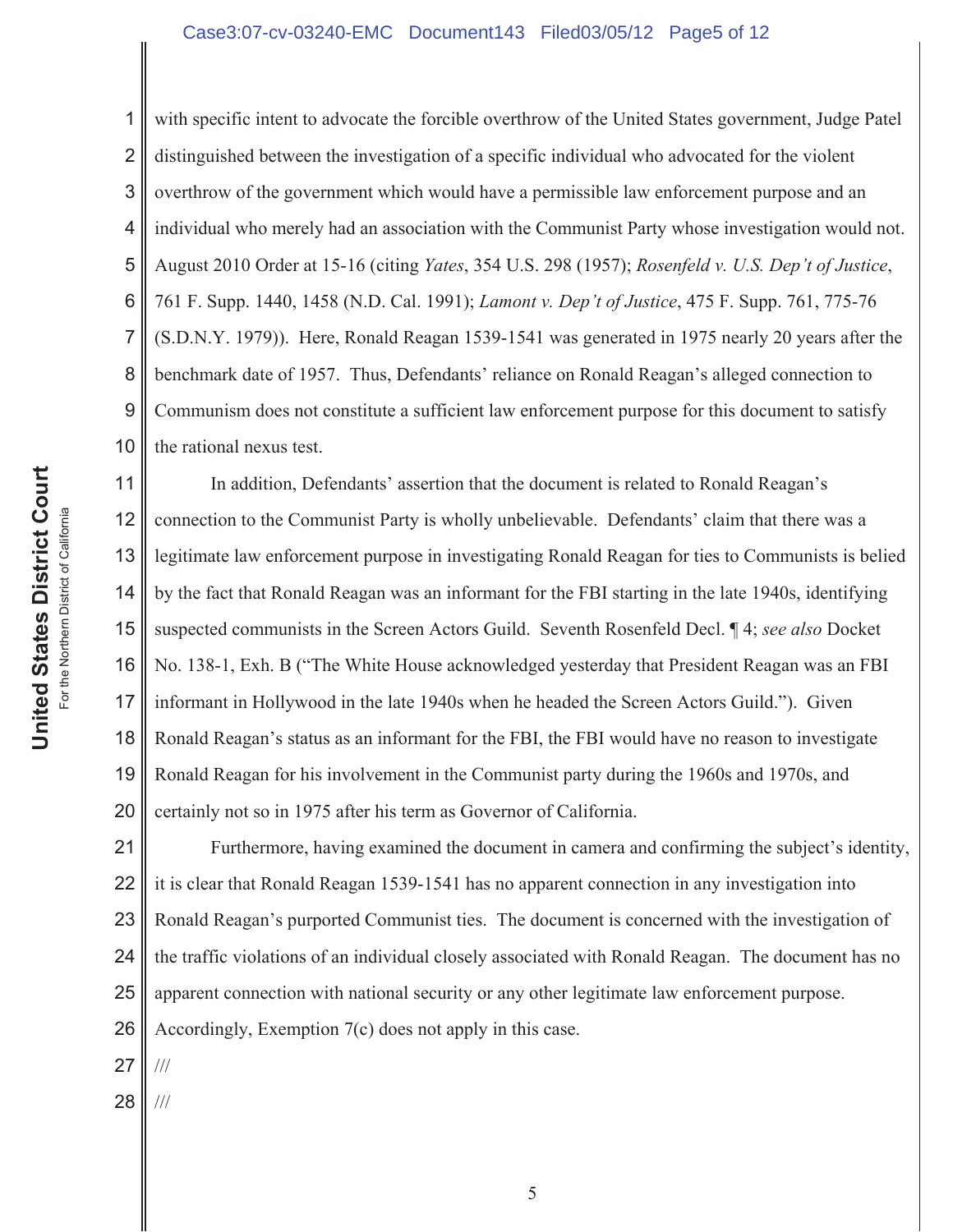with specific intent to advocate the forcible overthrow of the United States government, Judge Patel distinguished between the investigation of a specific individual who advocated for the violent overthrow of the government which would have a permissible law enforcement purpose and an individual who merely had an association with the Communist Party whose investigation would not. August 2010 Order at 15-16 (citing *Yates*, 354 U.S. 298 (1957); *Rosenfeld v. U.S. Dep't of Justice*, 761 F. Supp. 1440, 1458 (N.D. Cal. 1991); *Lamont v. Dep't of Justice*, 475 F. Supp. 761, 775-76 (S.D.N.Y. 1979)). Here, Ronald Reagan 1539-1541 was generated in 1975 nearly 20 years after the benchmark date of 1957. Thus, Defendants' reliance on Ronald Reagan's alleged connection to Communism does not constitute a sufficient law enforcement purpose for this document to satisfy the rational nexus test.

In addition, Defendants' assertion that the document is related to Ronald Reagan's connection to the Communist Party is wholly unbelievable. Defendants' claim that there was a legitimate law enforcement purpose in investigating Ronald Reagan for ties to Communists is belied by the fact that Ronald Reagan was an informant for the FBI starting in the late 1940s, identifying suspected communists in the Screen Actors Guild. Seventh Rosenfeld Decl. ¶ 4; *see also* Docket No. 138-1, Exh. B ("The White House acknowledged yesterday that President Reagan was an FBI informant in Hollywood in the late 1940s when he headed the Screen Actors Guild."). Given Ronald Reagan's status as an informant for the FBI, the FBI would have no reason to investigate Ronald Reagan for his involvement in the Communist party during the 1960s and 1970s, and certainly not so in 1975 after his term as Governor of California.

Furthermore, having examined the document in camera and confirming the subject's identity, it is clear that Ronald Reagan 1539-1541 has no apparent connection in any investigation into Ronald Reagan's purported Communist ties. The document is concerned with the investigation of the traffic violations of an individual closely associated with Ronald Reagan. The document has no apparent connection with national security or any other legitimate law enforcement purpose. Accordingly, Exemption 7(c) does not apply in this case.

///

///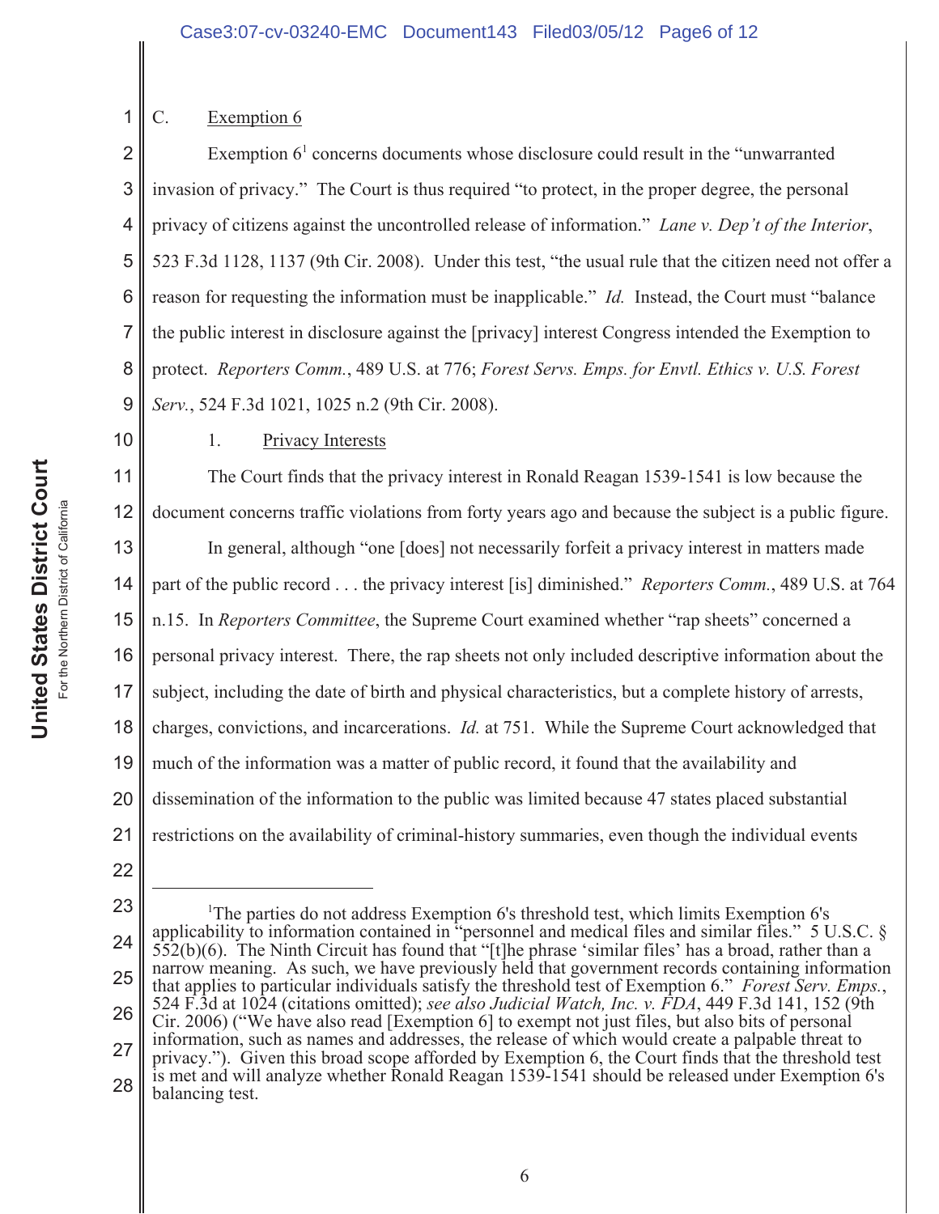C. Exemption 6

Exemption 6[1] concerns documents whose disclosure could result in the "unwarranted invasion of privacy." The Court is thus required "to protect, in the proper degree, the personal privacy of citizens against the uncontrolled release of information." *Lane v. Dep't of the Interior*, 523 F.3d 1128, 1137 (9th Cir. 2008). Under this test, "the usual rule that the citizen need not offer a reason for requesting the information must be inapplicable." *Id.* Instead, the Court must "balance the public interest in disclosure against the [privacy] interest Congress intended the Exemption to protect. *Reporters Comm.*, 489 U.S. at 776; *Forest Servs. Emps. for Envtl. Ethics v. U.S. Forest Serv.*, 524 F.3d 1021, 1025 n.2 (9th Cir. 2008).

1. Privacy Interests

The Court finds that the privacy interest in Ronald Reagan 1539-1541 is low because the document concerns traffic violations from forty years ago and because the subject is a public figure.

In general, although "one [does] not necessarily forfeit a privacy interest in matters made part of the public record . . . the privacy interest [is] diminished." *Reporters Comm.*, 489 U.S. at 764 n.15. In *Reporters Committee*, the Supreme Court examined whether "rap sheets" concerned a personal privacy interest. There, the rap sheets not only included descriptive information about the subject, including the date of birth and physical characteristics, but a complete history of arrests, charges, convictions, and incarcerations. *Id.* at 751. While the Supreme Court acknowledged that much of the information was a matter of public record, it found that the availability and dissemination of the information to the public was limited because 47 states placed substantial restrictions on the availability of criminal-history summaries, even though the individual events

---

[1]The parties do not address Exemption 6's threshold test, which limits Exemption 6's applicability to information contained in "personnel and medical files and similar files." 5 U.S.C. § 552(b)(6). The Ninth Circuit has found that "[t]he phrase 'similar files' has a broad, rather than a narrow meaning. As such, we have previously held that government records containing information that applies to particular individuals satisfy the threshold test of Exemption 6." *Forest Serv. Emps.*, 524 F.3d at 1024 (citations omitted); *see also Judicial Watch, Inc. v. FDA*, 449 F.3d 141, 152 (9th Cir. 2006) ("We have also read [Exemption 6] to exempt not just files, but also bits of personal information, such as names and addresses, the release of which would create a palpable threat to privacy."). Given this broad scope afforded by Exemption 6, the Court finds that the threshold test is met and will analyze whether Ronald Reagan 1539-1541 should be released under Exemption 6's balancing test.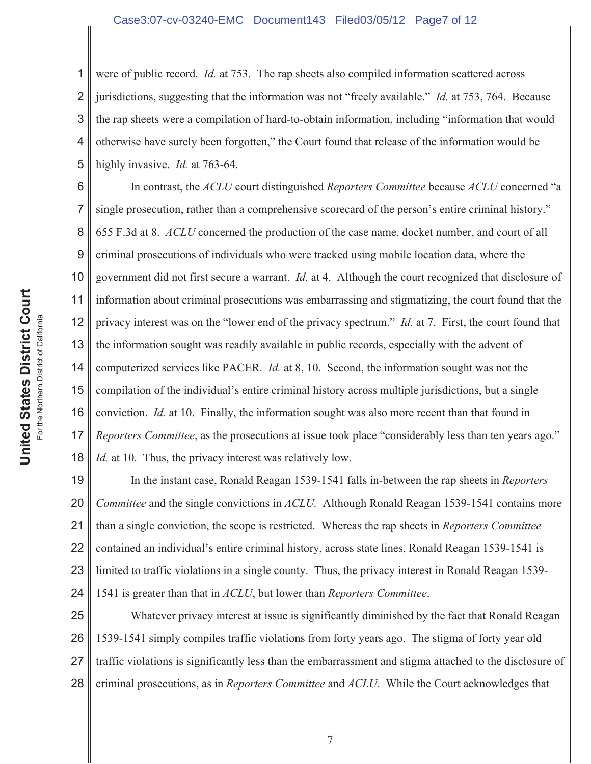were of public record. *Id.* at 753. The rap sheets also compiled information scattered across jurisdictions, suggesting that the information was not "freely available." *Id.* at 753, 764. Because the rap sheets were a compilation of hard-to-obtain information, including "information that would otherwise have surely been forgotten," the Court found that release of the information would be highly invasive. *Id.* at 763-64.

In contrast, the *ACLU* court distinguished *Reporters Committee* because *ACLU* concerned "a single prosecution, rather than a comprehensive scorecard of the person's entire criminal history." 655 F.3d at 8. *ACLU* concerned the production of the case name, docket number, and court of all criminal prosecutions of individuals who were tracked using mobile location data, where the government did not first secure a warrant. *Id.* at 4. Although the court recognized that disclosure of information about criminal prosecutions was embarrassing and stigmatizing, the court found that the privacy interest was on the "lower end of the privacy spectrum." *Id.* at 7. First, the court found that the information sought was readily available in public records, especially with the advent of computerized services like PACER. *Id.* at 8, 10. Second, the information sought was not the compilation of the individual's entire criminal history across multiple jurisdictions, but a single conviction. *Id.* at 10. Finally, the information sought was also more recent than that found in *Reporters Committee*, as the prosecutions at issue took place "considerably less than ten years ago." *Id.* at 10. Thus, the privacy interest was relatively low.

In the instant case, Ronald Reagan 1539-1541 falls in-between the rap sheets in *Reporters Committee* and the single convictions in *ACLU.* Although Ronald Reagan 1539-1541 contains more than a single conviction, the scope is restricted. Whereas the rap sheets in *Reporters Committee* contained an individual's entire criminal history, across state lines, Ronald Reagan 1539-1541 is limited to traffic violations in a single county. Thus, the privacy interest in Ronald Reagan 1539-1541 is greater than that in *ACLU*, but lower than *Reporters Committee*.

Whatever privacy interest at issue is significantly diminished by the fact that Ronald Reagan 1539-1541 simply compiles traffic violations from forty years ago. The stigma of forty year old traffic violations is significantly less than the embarrassment and stigma attached to the disclosure of criminal prosecutions, as in *Reporters Committee* and *ACLU*. While the Court acknowledges that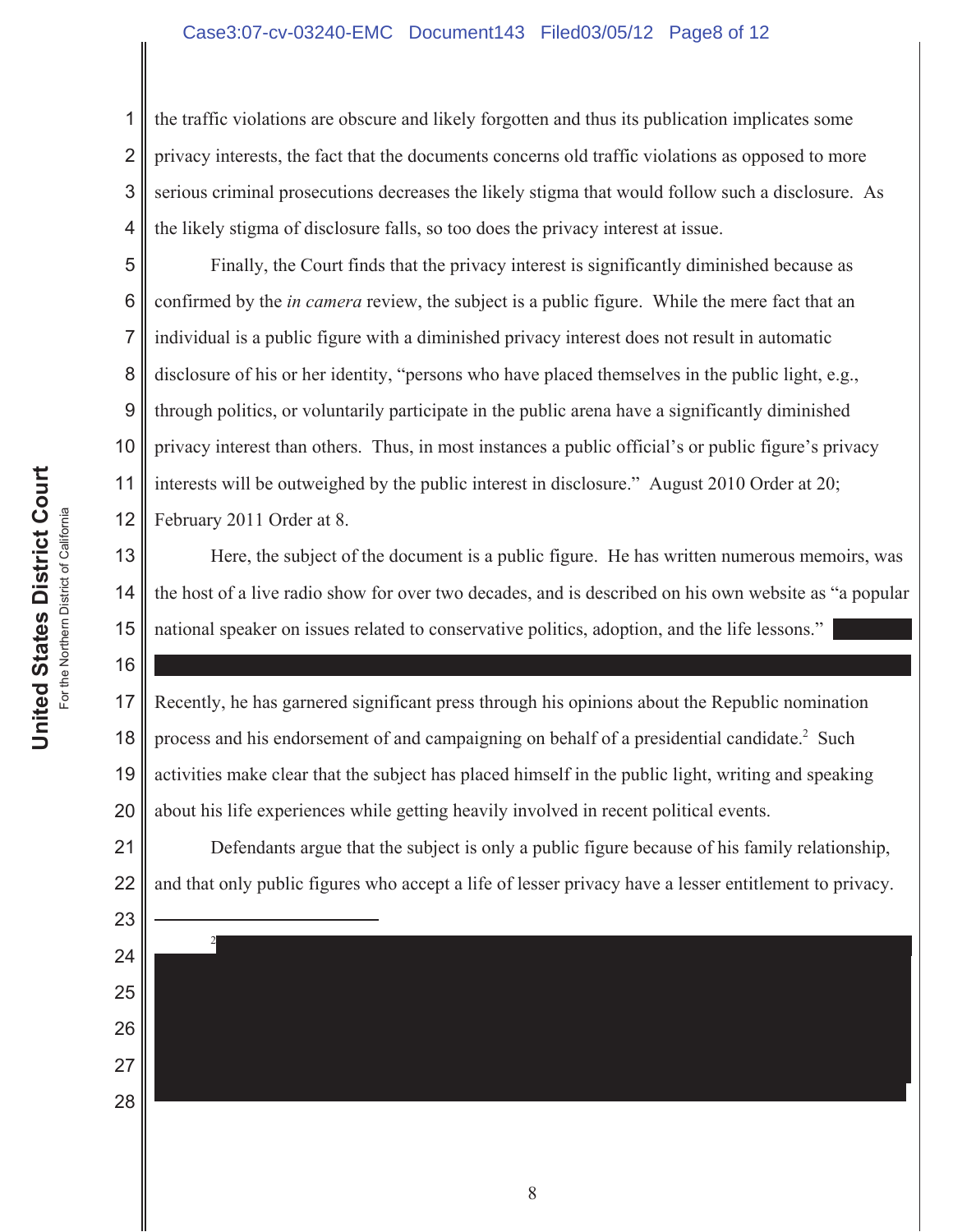the traffic violations are obscure and likely forgotten and thus its publication implicates some privacy interests, the fact that the documents concerns old traffic violations as opposed to more serious criminal prosecutions decreases the likely stigma that would follow such a disclosure. As the likely stigma of disclosure falls, so too does the privacy interest at issue.

Finally, the Court finds that the privacy interest is significantly diminished because as confirmed by the *in camera* review, the subject is a public figure. While the mere fact that an individual is a public figure with a diminished privacy interest does not result in automatic disclosure of his or her identity, "persons who have placed themselves in the public light, e.g., through politics, or voluntarily participate in the public arena have a significantly diminished privacy interest than others. Thus, in most instances a public official's or public figure's privacy interests will be outweighed by the public interest in disclosure." August 2010 Order at 20; February 2011 Order at 8.

Here, the subject of the document is a public figure. He has written numerous memoirs, was the host of a live radio show for over two decades, and is described on his own website as "a popular national speaker on issues related to conservative politics, adoption, and the life lessons." [REDACTED]

Recently, he has garnered significant press through his opinions about the Republic nomination process and his endorsement of and campaigning on behalf of a presidential candidate.[2] Such activities make clear that the subject has placed himself in the public light, writing and speaking about his life experiences while getting heavily involved in recent political events.

Defendants argue that the subject is only a public figure because of his family relationship, and that only public figures who accept a life of lesser privacy have a lesser entitlement to privacy.

---

[2] [REDACTED]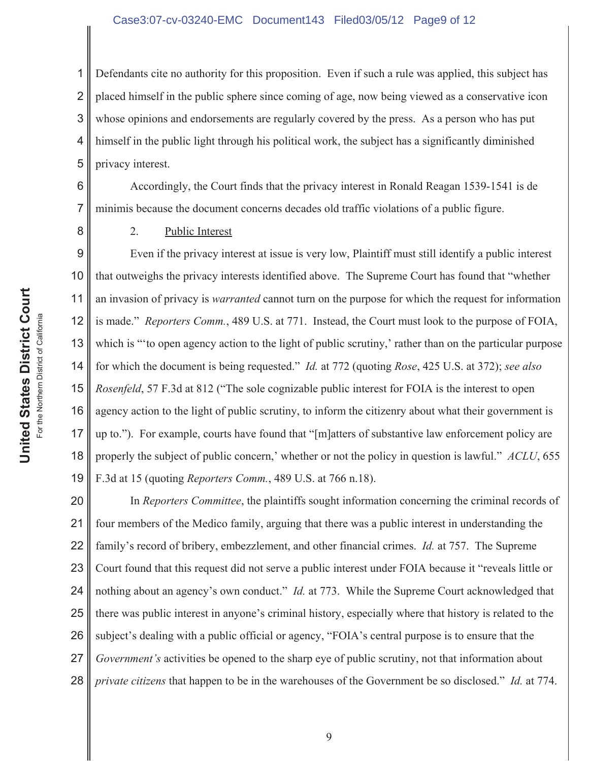Defendants cite no authority for this proposition. Even if such a rule was applied, this subject has placed himself in the public sphere since coming of age, now being viewed as a conservative icon whose opinions and endorsements are regularly covered by the press. As a person who has put himself in the public light through his political work, the subject has a significantly diminished privacy interest.

Accordingly, the Court finds that the privacy interest in Ronald Reagan 1539-1541 is de minimis because the document concerns decades old traffic violations of a public figure.

2. Public Interest

Even if the privacy interest at issue is very low, Plaintiff must still identify a public interest that outweighs the privacy interests identified above. The Supreme Court has found that "whether an invasion of privacy is *warranted* cannot turn on the purpose for which the request for information is made." *Reporters Comm.*, 489 U.S. at 771. Instead, the Court must look to the purpose of FOIA, which is "'to open agency action to the light of public scrutiny,' rather than on the particular purpose for which the document is being requested." *Id.* at 772 (quoting *Rose*, 425 U.S. at 372); *see also Rosenfeld*, 57 F.3d at 812 ("The sole cognizable public interest for FOIA is the interest to open agency action to the light of public scrutiny, to inform the citizenry about what their government is up to."). For example, courts have found that "[m]atters of substantive law enforcement policy are properly the subject of public concern,' whether or not the policy in question is lawful." *ACLU*, 655 F.3d at 15 (quoting *Reporters Comm.*, 489 U.S. at 766 n.18).

In *Reporters Committee*, the plaintiffs sought information concerning the criminal records of four members of the Medico family, arguing that there was a public interest in understanding the family's record of bribery, embezzlement, and other financial crimes. *Id.* at 757. The Supreme Court found that this request did not serve a public interest under FOIA because it "reveals little or nothing about an agency's own conduct." *Id.* at 773. While the Supreme Court acknowledged that there was public interest in anyone's criminal history, especially where that history is related to the subject's dealing with a public official or agency, "FOIA's central purpose is to ensure that the *Government's* activities be opened to the sharp eye of public scrutiny, not that information about *private citizens* that happen to be in the warehouses of the Government be so disclosed." *Id.* at 774.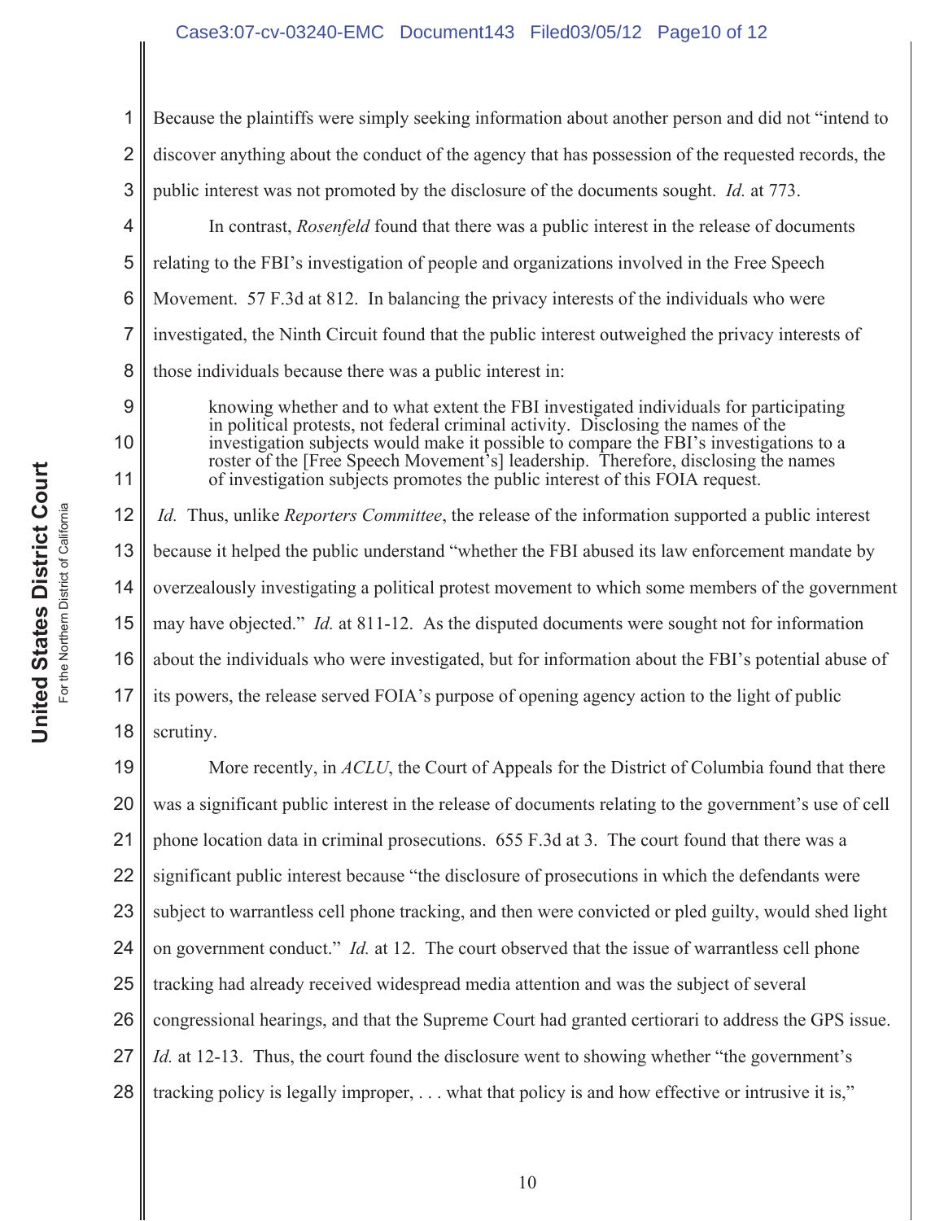Because the plaintiffs were simply seeking information about another person and did not "intend to discover anything about the conduct of the agency that has possession of the requested records, the public interest was not promoted by the disclosure of the documents sought. *Id.* at 773.

In contrast, *Rosenfeld* found that there was a public interest in the release of documents relating to the FBI's investigation of people and organizations involved in the Free Speech Movement. 57 F.3d at 812. In balancing the privacy interests of the individuals who were investigated, the Ninth Circuit found that the public interest outweighed the privacy interests of those individuals because there was a public interest in:

> knowing whether and to what extent the FBI investigated individuals for participating in political protests, not federal criminal activity. Disclosing the names of the investigation subjects would make it possible to compare the FBI's investigations to a roster of the [Free Speech Movement's] leadership. Therefore, disclosing the names of investigation subjects promotes the public interest of this FOIA request.

*Id.* Thus, unlike *Reporters Committee*, the release of the information supported a public interest because it helped the public understand "whether the FBI abused its law enforcement mandate by overzealously investigating a political protest movement to which some members of the government may have objected." *Id.* at 811-12. As the disputed documents were sought not for information about the individuals who were investigated, but for information about the FBI's potential abuse of its powers, the release served FOIA's purpose of opening agency action to the light of public scrutiny.

More recently, in *ACLU*, the Court of Appeals for the District of Columbia found that there was a significant public interest in the release of documents relating to the government's use of cell phone location data in criminal prosecutions. 655 F.3d at 3. The court found that there was a significant public interest because "the disclosure of prosecutions in which the defendants were subject to warrantless cell phone tracking, and then were convicted or pled guilty, would shed light on government conduct." *Id.* at 12. The court observed that the issue of warrantless cell phone tracking had already received widespread media attention and was the subject of several congressional hearings, and that the Supreme Court had granted certiorari to address the GPS issue. *Id.* at 12-13. Thus, the court found the disclosure went to showing whether "the government's tracking policy is legally improper, . . . what that policy is and how effective or intrusive it is,"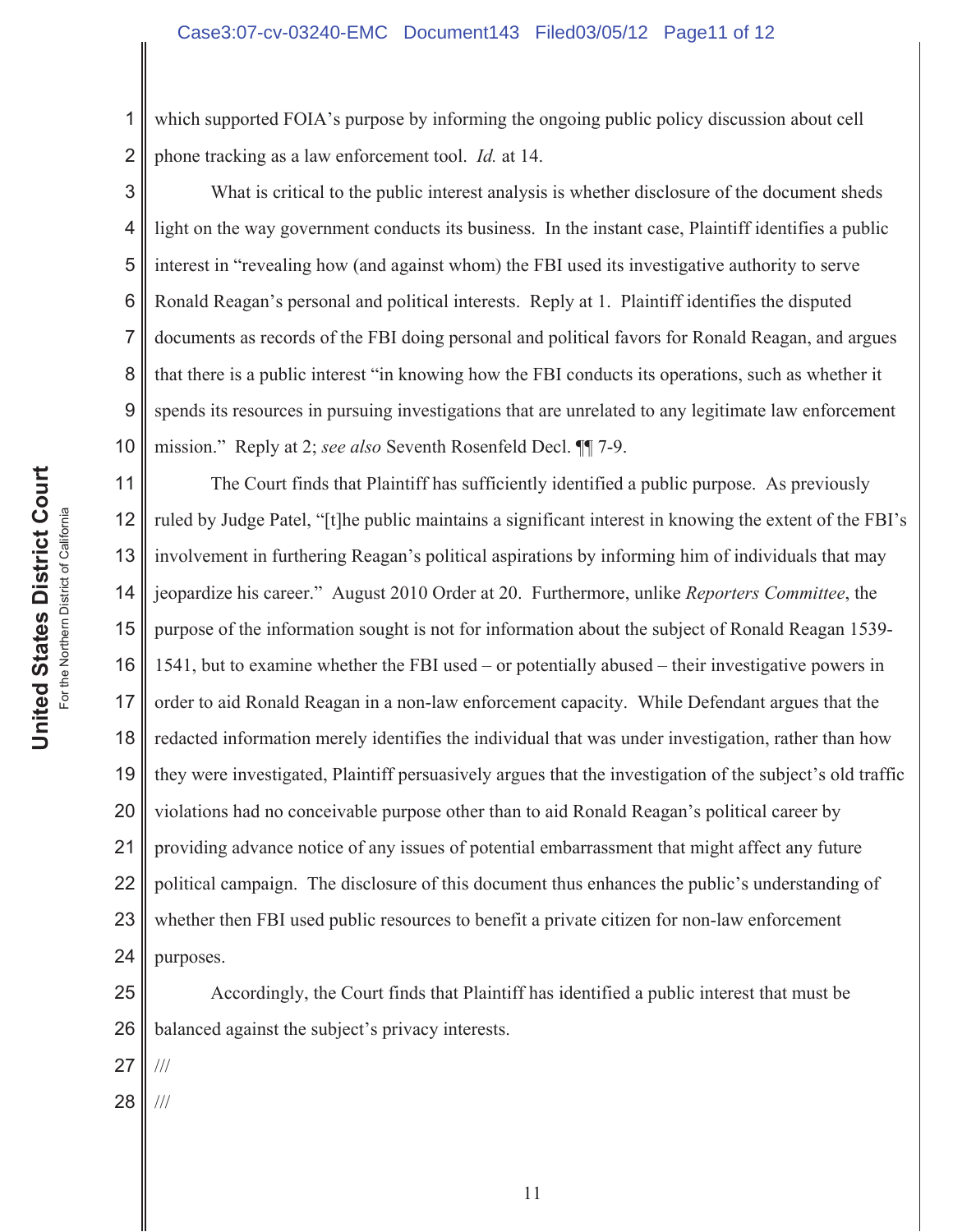which supported FOIA's purpose by informing the ongoing public policy discussion about cell phone tracking as a law enforcement tool. *Id.* at 14.

What is critical to the public interest analysis is whether disclosure of the document sheds light on the way government conducts its business. In the instant case, Plaintiff identifies a public interest in "revealing how (and against whom) the FBI used its investigative authority to serve Ronald Reagan's personal and political interests. Reply at 1. Plaintiff identifies the disputed documents as records of the FBI doing personal and political favors for Ronald Reagan, and argues that there is a public interest "in knowing how the FBI conducts its operations, such as whether it spends its resources in pursuing investigations that are unrelated to any legitimate law enforcement mission." Reply at 2; *see also* Seventh Rosenfeld Decl. ¶¶ 7-9.

The Court finds that Plaintiff has sufficiently identified a public purpose. As previously ruled by Judge Patel, "[t]he public maintains a significant interest in knowing the extent of the FBI's involvement in furthering Reagan's political aspirations by informing him of individuals that may jeopardize his career." August 2010 Order at 20. Furthermore, unlike *Reporters Committee*, the purpose of the information sought is not for information about the subject of Ronald Reagan 1539-1541, but to examine whether the FBI used – or potentially abused – their investigative powers in order to aid Ronald Reagan in a non-law enforcement capacity. While Defendant argues that the redacted information merely identifies the individual that was under investigation, rather than how they were investigated, Plaintiff persuasively argues that the investigation of the subject's old traffic violations had no conceivable purpose other than to aid Ronald Reagan's political career by providing advance notice of any issues of potential embarrassment that might affect any future political campaign. The disclosure of this document thus enhances the public's understanding of whether then FBI used public resources to benefit a private citizen for non-law enforcement purposes.

Accordingly, the Court finds that Plaintiff has identified a public interest that must be balanced against the subject's privacy interests.

///

///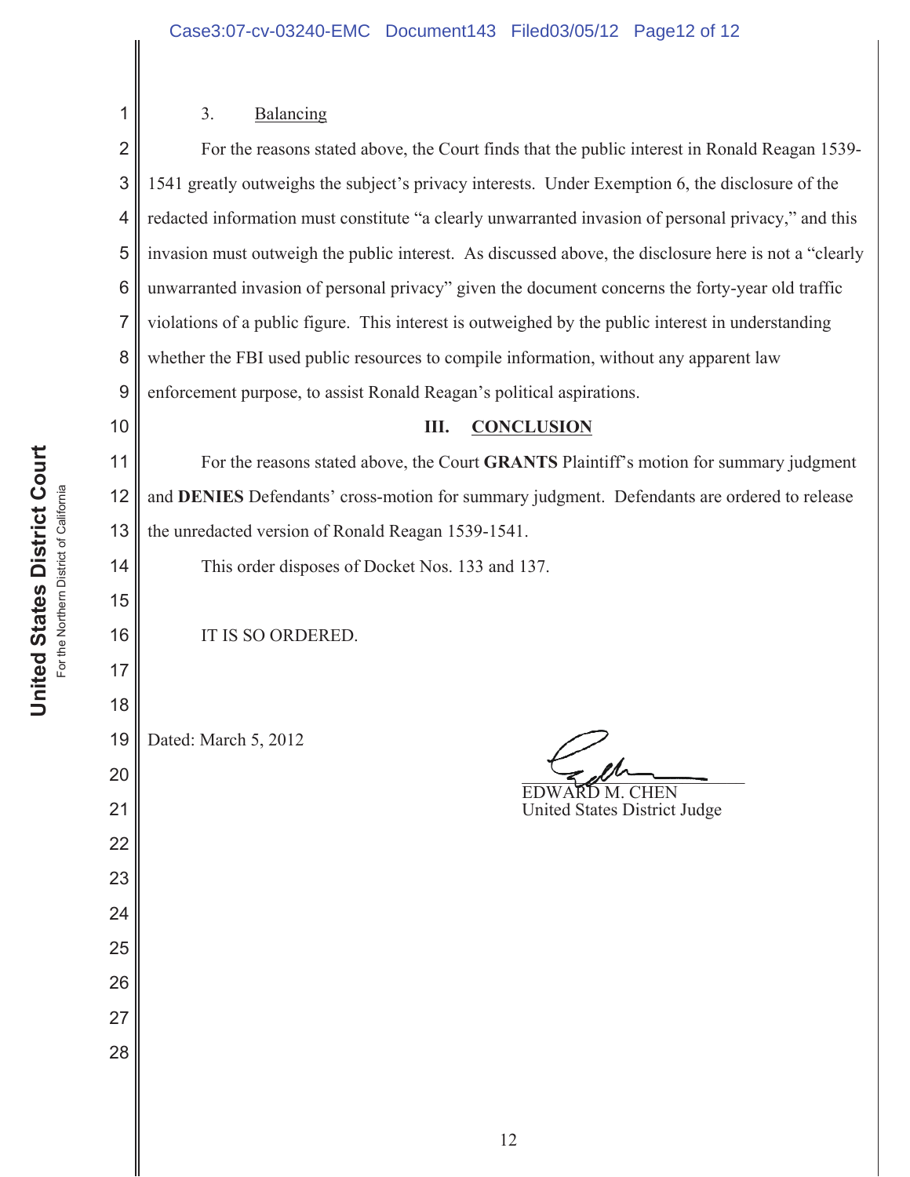3. Balancing

For the reasons stated above, the Court finds that the public interest in Ronald Reagan 1539-1541 greatly outweighs the subject's privacy interests. Under Exemption 6, the disclosure of the redacted information must constitute "a clearly unwarranted invasion of personal privacy," and this invasion must outweigh the public interest. As discussed above, the disclosure here is not a "clearly unwarranted invasion of personal privacy" given the document concerns the forty-year old traffic violations of a public figure. This interest is outweighed by the public interest in understanding whether the FBI used public resources to compile information, without any apparent law enforcement purpose, to assist Ronald Reagan's political aspirations.

## III. CONCLUSION

For the reasons stated above, the Court **GRANTS** Plaintiff's motion for summary judgment and **DENIES** Defendants' cross-motion for summary judgment. Defendants are ordered to release the unredacted version of Ronald Reagan 1539-1541.

This order disposes of Docket Nos. 133 and 137.

IT IS SO ORDERED.

Dated: March 5, 2012

EDWARD M. CHEN
United States District Judge